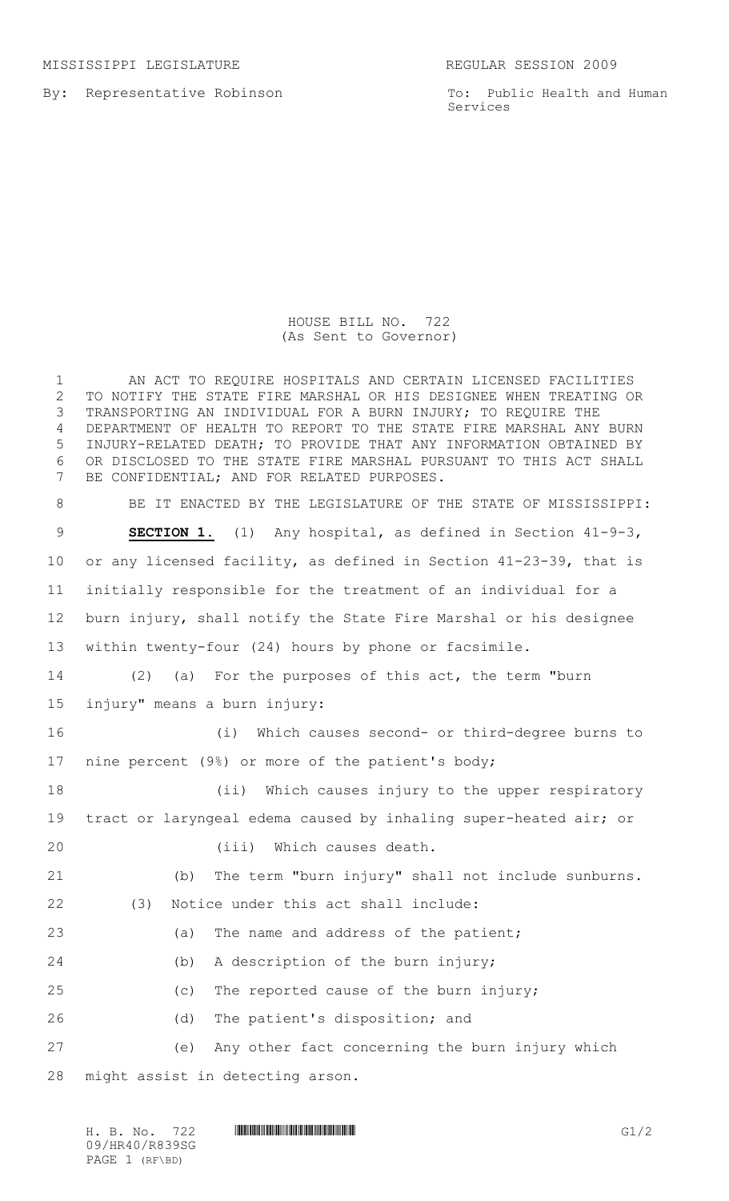MISSISSIPPI LEGISLATURE REGULAR SESSION 2009

By: Representative Robinson

To: Public Health and Human Services

# HOUSE BILL NO. 722
(As Sent to Governor)

AN ACT TO REQUIRE HOSPITALS AND CERTAIN LICENSED FACILITIES TO NOTIFY THE STATE FIRE MARSHAL OR HIS DESIGNEE WHEN TREATING OR TRANSPORTING AN INDIVIDUAL FOR A BURN INJURY; TO REQUIRE THE DEPARTMENT OF HEALTH TO REPORT TO THE STATE FIRE MARSHAL ANY BURN INJURY-RELATED DEATH; TO PROVIDE THAT ANY INFORMATION OBTAINED BY OR DISCLOSED TO THE STATE FIRE MARSHAL PURSUANT TO THIS ACT SHALL BE CONFIDENTIAL; AND FOR RELATED PURPOSES.

BE IT ENACTED BY THE LEGISLATURE OF THE STATE OF MISSISSIPPI:

**SECTION 1.** (1) Any hospital, as defined in Section 41-9-3, or any licensed facility, as defined in Section 41-23-39, that is initially responsible for the treatment of an individual for a burn injury, shall notify the State Fire Marshal or his designee within twenty-four (24) hours by phone or facsimile.

(2) (a) For the purposes of this act, the term "burn injury" means a burn injury:

(i) Which causes second- or third-degree burns to nine percent (9%) or more of the patient's body;

(ii) Which causes injury to the upper respiratory tract or laryngeal edema caused by inhaling super-heated air; or

(iii) Which causes death.

(b) The term "burn injury" shall not include sunburns.

(3) Notice under this act shall include:

(a) The name and address of the patient;

(b) A description of the burn injury;

(c) The reported cause of the burn injury;

(d) The patient's disposition; and

(e) Any other fact concerning the burn injury which might assist in detecting arson.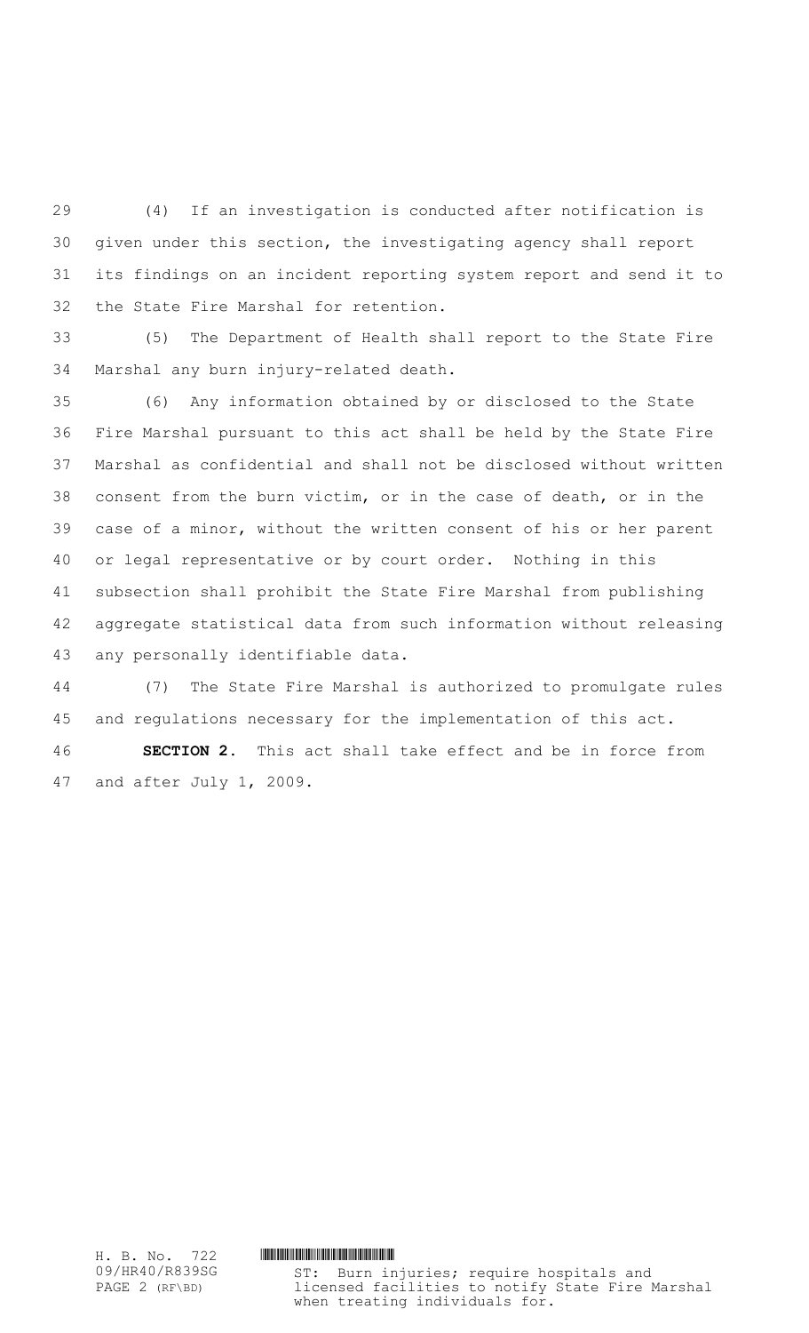(4) If an investigation is conducted after notification is given under this section, the investigating agency shall report its findings on an incident reporting system report and send it to the State Fire Marshal for retention.

(5) The Department of Health shall report to the State Fire Marshal any burn injury-related death.

(6) Any information obtained by or disclosed to the State Fire Marshal pursuant to this act shall be held by the State Fire Marshal as confidential and shall not be disclosed without written consent from the burn victim, or in the case of death, or in the case of a minor, without the written consent of his or her parent or legal representative or by court order. Nothing in this subsection shall prohibit the State Fire Marshal from publishing aggregate statistical data from such information without releasing any personally identifiable data.

(7) The State Fire Marshal is authorized to promulgate rules and regulations necessary for the implementation of this act.

**SECTION 2.** This act shall take effect and be in force from and after July 1, 2009.

ST: Burn injuries; require hospitals and licensed facilities to notify State Fire Marshal when treating individuals for.